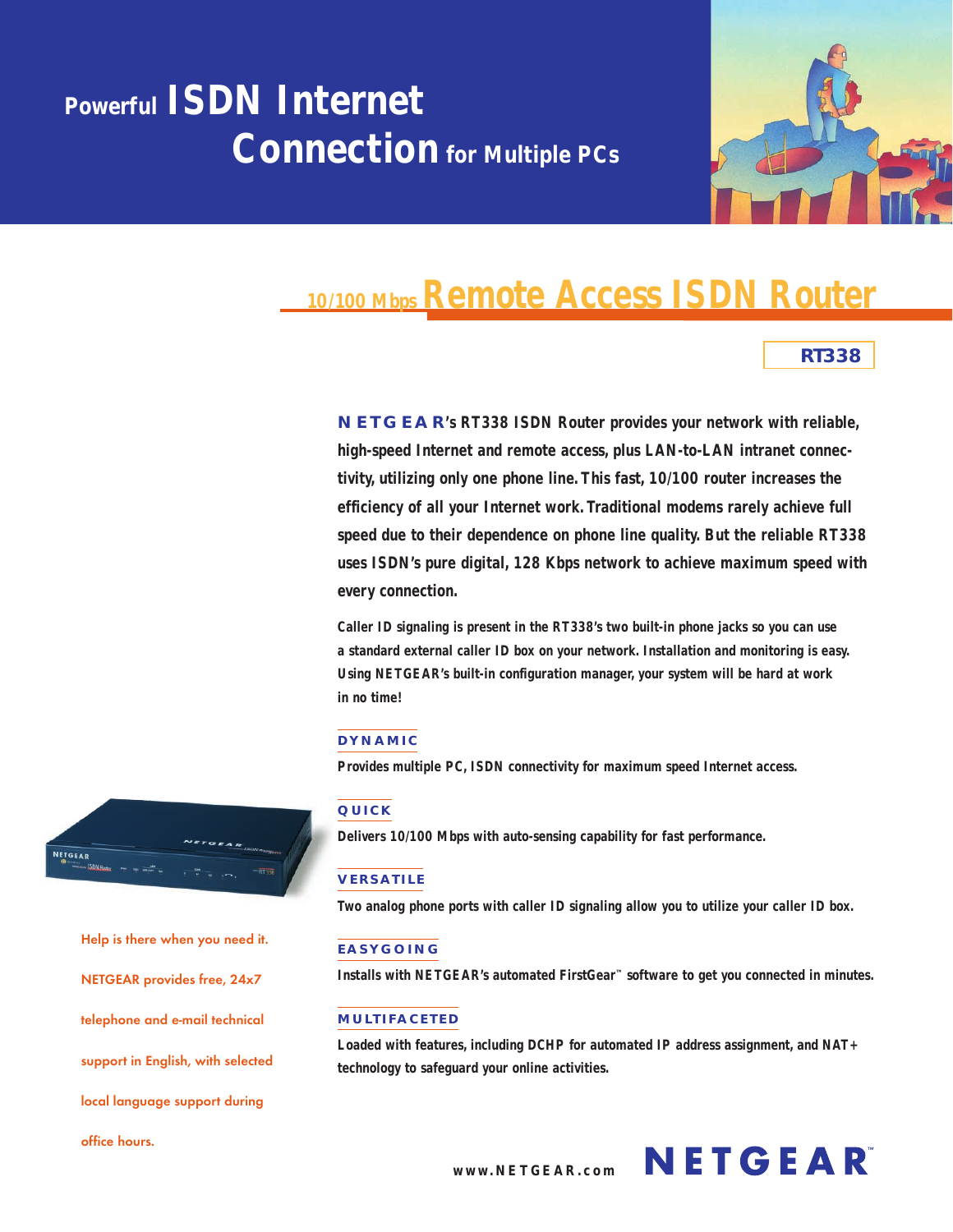# Powerful ISDN Internet Connection for Multiple PCs

## 10/100 Mbps Remote Access ISDN Router

**RT338**

**NETGEAR's RT338 ISDN Router provides your network with reliable, high-speed Internet and remote access, plus LAN-to-LAN intranet connectivity, utilizing only one phone line. This fast, 10/100 router increases the efficiency of all your Internet work. Traditional modems rarely achieve full speed due to their dependence on phone line quality. But the reliable RT338 uses ISDN's pure digital, 128 Kbps network to achieve maximum speed with every connection.**

Caller ID signaling is present in the RT338's two built-in phone jacks so you can use a standard external caller ID box on your network. Installation and monitoring is easy. Using NETGEAR's built-in configuration manager, your system will be hard at work in no time!

### DYNAMIC

Provides multiple PC, ISDN connectivity for maximum speed Internet access.

### QUICK

Delivers 10/100 Mbps with auto-sensing capability for fast performance.

### VERSATILE

Two analog phone ports with caller ID signaling allow you to utilize your caller ID box.

### EASYGOING

Installs with NETGEAR's automated FirstGear™ software to get you connected in minutes.

### MULTIFACETED

Loaded with features, including DCHP for automated IP address assignment, and NAT+ technology to safeguard your online activities.

Help is there when you need it. NETGEAR provides free, 24x7 telephone and e-mail technical support in English, with selected local language support during office hours.

www.NETGEAR.com NETGEAR™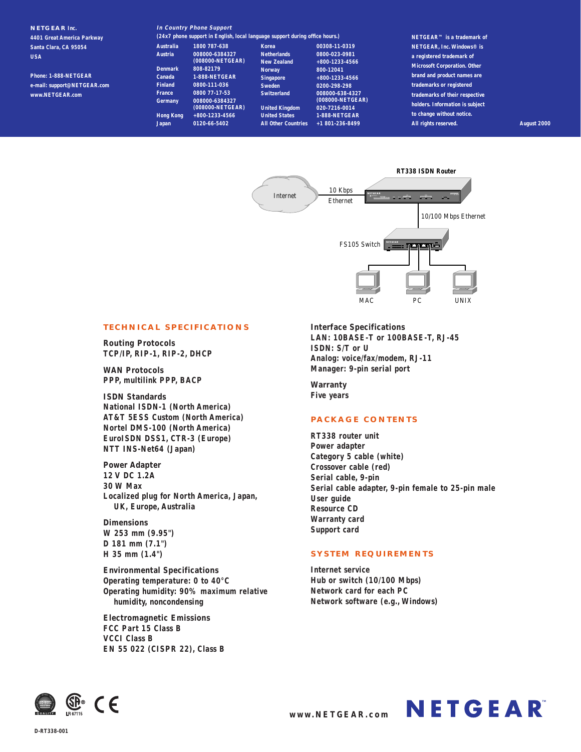**NETGEAR Inc.**
4401 Great America Parkway
Santa Clara, CA 95054
USA

Phone: 1-888-NETGEAR
e-mail: support@NETGEAR.com
www.NETGEAR.com

*In Country Phone Support*
(24x7 phone support in English, local language support during office hours.)

| | | | |
|---|---|---|---|
| Australia | 1800 787-638 | Korea | 00308-11-0319 |
| Austria | 008000-6384327 (008000-NETGEAR) | Netherlands | 0800-023-0981 |
| Denmark | 808-82179 | New Zealand | +800-1233-4566 |
| Canada | 1-888-NETGEAR | Norway | 800-12041 |
| Finland | 0800-111-036 | Singapore | +800-1233-4566 |
| France | 0800 77-17-53 | Sweden | 0200-298-298 |
| Germany | 008000-6384327 (008000-NETGEAR) | Switzerland | 008000-638-4327 (008000-NETGEAR) |
| Hong Kong | +800-1233-4566 | United Kingdom | 020-7216-0014 |
| Japan | 0120-66-5402 | United States | 1-888-NETGEAR |
| | | All Other Countries | +1 801-236-8499 |

NETGEAR™ is a trademark of NETGEAR, Inc. Windows® is a registered trademark of Microsoft Corporation. Other brand and product names are trademarks or registered trademarks of their respective holders. Information is subject to change without notice. All rights reserved.

August 2000

RT338 ISDN Router
Internet
10 Kbps Ethernet
10/100 Mbps Ethernet
FS105 Switch
MAC
PC
UNIX

## TECHNICAL SPECIFICATIONS

**Routing Protocols**
TCP/IP, RIP-1, RIP-2, DHCP

**WAN Protocols**
PPP, multilink PPP, BACP

**ISDN Standards**
National ISDN-1 (North America)
AT&T 5ESS Custom (North America)
Nortel DMS-100 (North America)
EuroISDN DSS1, CTR-3 (Europe)
NTT INS-Net64 (Japan)

**Power Adapter**
12 V DC 1.2A
30 W Max
Localized plug for North America, Japan, UK, Europe, Australia

**Dimensions**
W 253 mm (9.95")
D 181 mm (7.1")
H 35 mm (1.4")

**Environmental Specifications**
Operating temperature: 0 to 40°C
Operating humidity: 90% maximum relative humidity, noncondensing

**Electromagnetic Emissions**
FCC Part 15 Class B
VCCI Class B
EN 55 022 (CISPR 22), Class B

**Interface Specifications**
LAN: 10BASE-T or 100BASE-T, RJ-45
ISDN: S/T or U
Analog: voice/fax/modem, RJ-11
Manager: 9-pin serial port

**Warranty**
Five years

## PACKAGE CONTENTS

RT338 router unit
Power adapter
Category 5 cable (white)
Crossover cable (red)
Serial cable, 9-pin
Serial cable adapter, 9-pin female to 25-pin male
User guide
Resource CD
Warranty card
Support card

## SYSTEM REQUIREMENTS

Internet service
Hub or switch (10/100 Mbps)
Network card for each PC
Network software (e.g., Windows)

LR 67115

www.NETGEAR.com

NETGEAR™

D-RT338-001